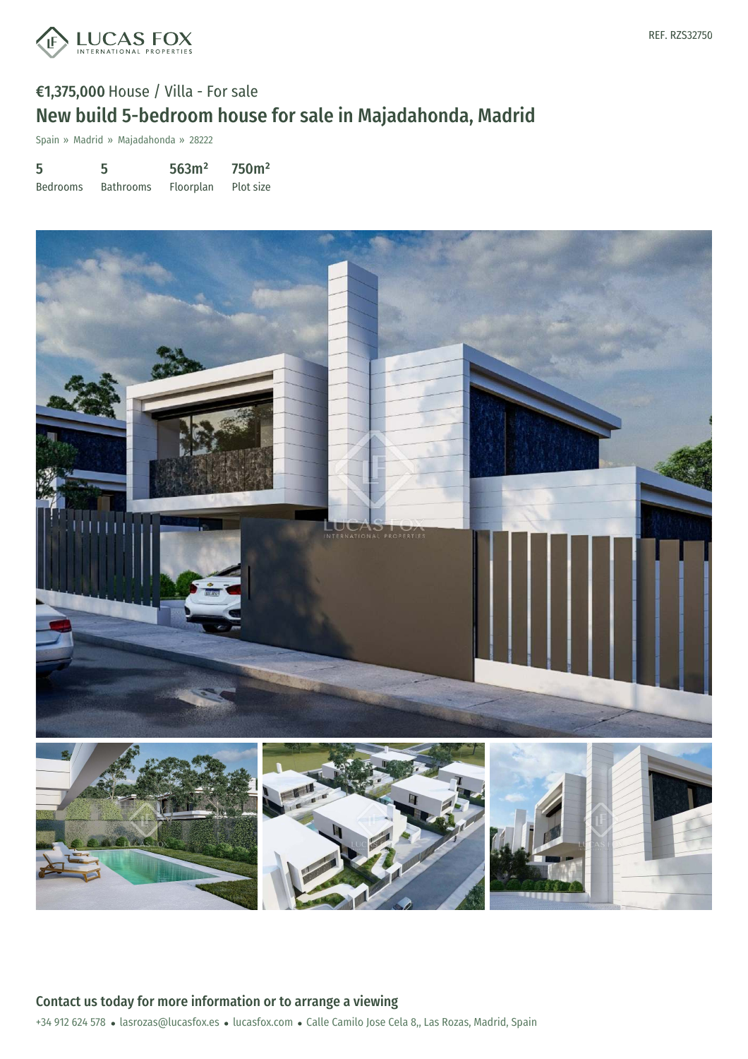REF. RZS32750

€1,375,000 House / Villa - For sale

# New build 5-bedroom house for sale in Majadahonda, Madrid

Spain » Madrid » Majadahonda » 28222

| 5 | 5 | 563m² | 750m² |
|---|---|---|---|
| Bedrooms | Bathrooms | Floorplan | Plot size |

## Contact us today for more information or to arrange a viewing

+34 912 624 578 • lasrozas@lucasfox.es • lucasfox.com • Calle Camilo Jose Cela 8,, Las Rozas, Madrid, Spain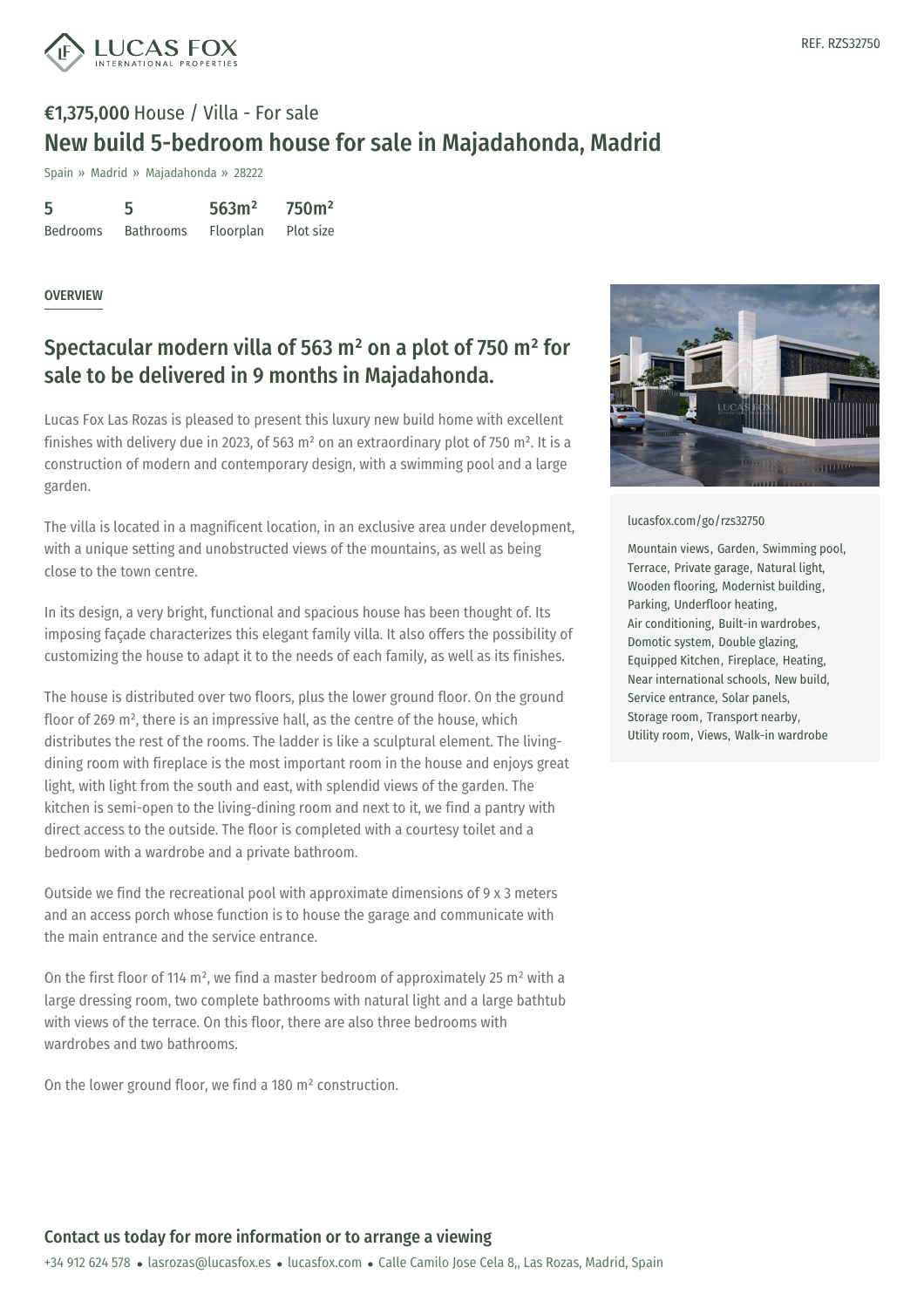REF. RZS32750

**€1,375,000** House / Villa - For sale

# New build 5-bedroom house for sale in Majadahonda, Madrid

Spain » Madrid » Majadahonda » 28222

| 5 | 5 | 563m² | 750m² |
|---|---|---|---|
| Bedrooms | Bathrooms | Floorplan | Plot size |

## OVERVIEW

## Spectacular modern villa of 563 m² on a plot of 750 m² for sale to be delivered in 9 months in Majadahonda.

Lucas Fox Las Rozas is pleased to present this luxury new build home with excellent finishes with delivery due in 2023, of 563 m² on an extraordinary plot of 750 m². It is a construction of modern and contemporary design, with a swimming pool and a large garden.

The villa is located in a magnificent location, in an exclusive area under development, with a unique setting and unobstructed views of the mountains, as well as being close to the town centre.

In its design, a very bright, functional and spacious house has been thought of. Its imposing façade characterizes this elegant family villa. It also offers the possibility of customizing the house to adapt it to the needs of each family, as well as its finishes.

The house is distributed over two floors, plus the lower ground floor. On the ground floor of 269 m², there is an impressive hall, as the centre of the house, which distributes the rest of the rooms. The ladder is like a sculptural element. The living-dining room with fireplace is the most important room in the house and enjoys great light, with light from the south and east, with splendid views of the garden. The kitchen is semi-open to the living-dining room and next to it, we find a pantry with direct access to the outside. The floor is completed with a courtesy toilet and a bedroom with a wardrobe and a private bathroom.

Outside we find the recreational pool with approximate dimensions of 9 x 3 meters and an access porch whose function is to house the garage and communicate with the main entrance and the service entrance.

On the first floor of 114 m², we find a master bedroom of approximately 25 m² with a large dressing room, two complete bathrooms with natural light and a large bathtub with views of the terrace. On this floor, there are also three bedrooms with wardrobes and two bathrooms.

On the lower ground floor, we find a 180 m² construction.

lucasfox.com/go/rzs32750

Mountain views, Garden, Swimming pool, Terrace, Private garage, Natural light, Wooden flooring, Modernist building, Parking, Underfloor heating, Air conditioning, Built-in wardrobes, Domotic system, Double glazing, Equipped Kitchen, Fireplace, Heating, Near international schools, New build, Service entrance, Solar panels, Storage room, Transport nearby, Utility room, Views, Walk-in wardrobe

**Contact us today for more information or to arrange a viewing**

+34 912 624 578 • lasrozas@lucasfox.es • lucasfox.com • Calle Camilo Jose Cela 8,, Las Rozas, Madrid, Spain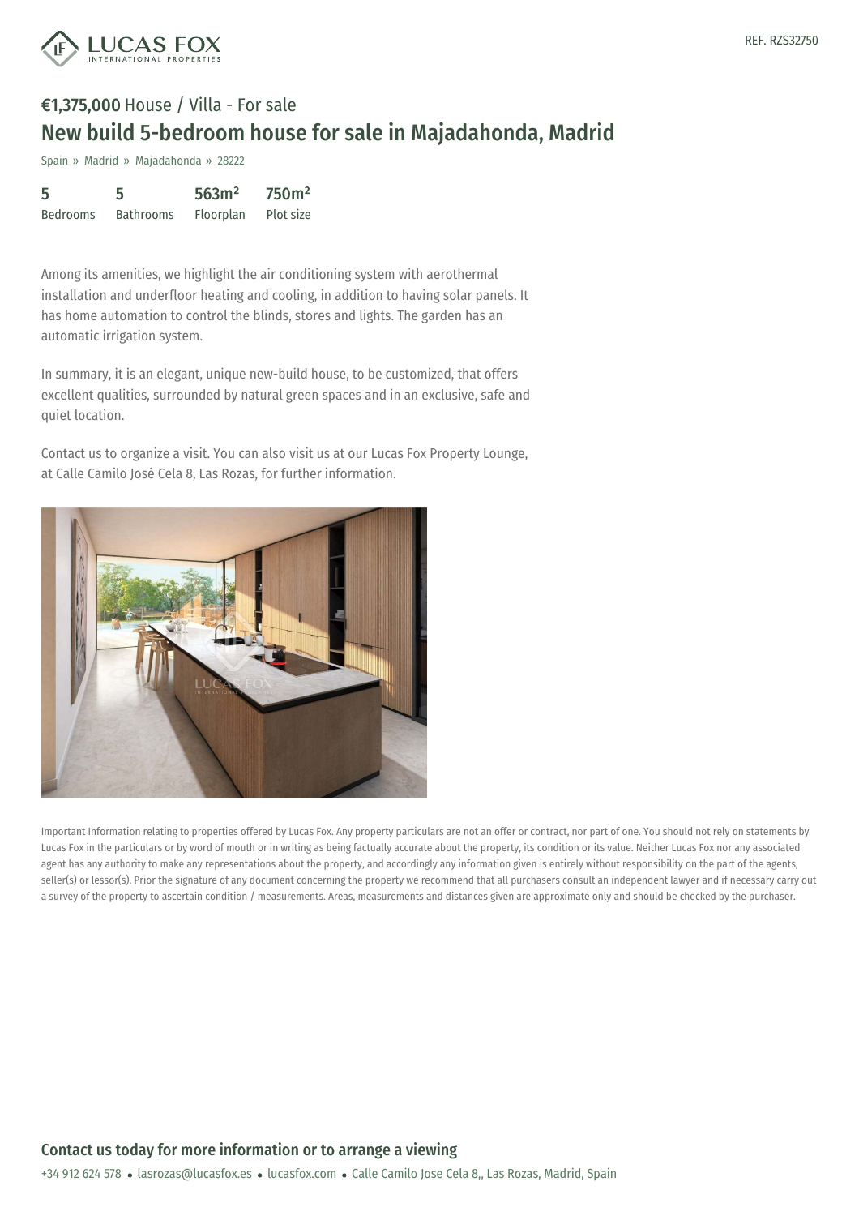REF. RZS32750

**€1,375,000** House / Villa - For sale

# New build 5-bedroom house for sale in Majadahonda, Madrid

Spain » Madrid » Majadahonda » 28222

| 5 | 5 | 563m² | 750m² |
| --- | --- | --- | --- |
| Bedrooms | Bathrooms | Floorplan | Plot size |

Among its amenities, we highlight the air conditioning system with aerothermal installation and underfloor heating and cooling, in addition to having solar panels. It has home automation to control the blinds, stores and lights. The garden has an automatic irrigation system.

In summary, it is an elegant, unique new-build house, to be customized, that offers excellent qualities, surrounded by natural green spaces and in an exclusive, safe and quiet location.

Contact us to organize a visit. You can also visit us at our Lucas Fox Property Lounge, at Calle Camilo José Cela 8, Las Rozas, for further information.

Important Information relating to properties offered by Lucas Fox. Any property particulars are not an offer or contract, nor part of one. You should not rely on statements by Lucas Fox in the particulars or by word of mouth or in writing as being factually accurate about the property, its condition or its value. Neither Lucas Fox nor any associated agent has any authority to make any representations about the property, and accordingly any information given is entirely without responsibility on the part of the agents, seller(s) or lessor(s). Prior the signature of any document concerning the property we recommend that all purchasers consult an independent lawyer and if necessary carry out a survey of the property to ascertain condition / measurements. Areas, measurements and distances given are approximate only and should be checked by the purchaser.

## Contact us today for more information or to arrange a viewing

+34 912 624 578 • lasrozas@lucasfox.es • lucasfox.com • Calle Camilo Jose Cela 8,, Las Rozas, Madrid, Spain